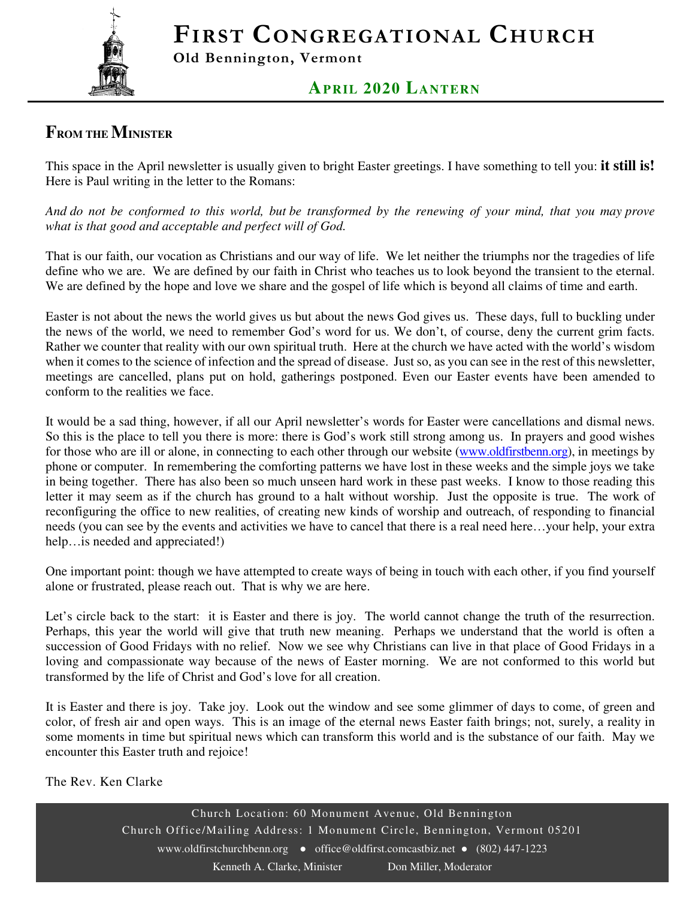// FIRST CONGREGATIONAL CHURCH

**Old Bennington, Vermont**

## APRIL 2020 LANTERN

## FROM THE MINISTER

This space in the April newsletter is usually given to bright Easter greetings. I have something to tell you: **it still is!** Here is Paul writing in the letter to the Romans:

*And do not be conformed to this world, but be transformed by the renewing of your mind, that you may prove what is that good and acceptable and perfect will of God.*

That is our faith, our vocation as Christians and our way of life. We let neither the triumphs nor the tragedies of life define who we are. We are defined by our faith in Christ who teaches us to look beyond the transient to the eternal. We are defined by the hope and love we share and the gospel of life which is beyond all claims of time and earth.

Easter is not about the news the world gives us but about the news God gives us. These days, full to buckling under the news of the world, we need to remember God's word for us. We don't, of course, deny the current grim facts. Rather we counter that reality with our own spiritual truth. Here at the church we have acted with the world's wisdom when it comes to the science of infection and the spread of disease. Just so, as you can see in the rest of this newsletter, meetings are cancelled, plans put on hold, gatherings postponed. Even our Easter events have been amended to conform to the realities we face.

It would be a sad thing, however, if all our April newsletter's words for Easter were cancellations and dismal news. So this is the place to tell you there is more: there is God's work still strong among us. In prayers and good wishes for those who are ill or alone, in connecting to each other through our website (www.oldfirstbenn.org), in meetings by phone or computer. In remembering the comforting patterns we have lost in these weeks and the simple joys we take in being together. There has also been so much unseen hard work in these past weeks. I know to those reading this letter it may seem as if the church has ground to a halt without worship. Just the opposite is true. The work of reconfiguring the office to new realities, of creating new kinds of worship and outreach, of responding to financial needs (you can see by the events and activities we have to cancel that there is a real need here…your help, your extra help…is needed and appreciated!)

One important point: though we have attempted to create ways of being in touch with each other, if you find yourself alone or frustrated, please reach out. That is why we are here.

Let's circle back to the start: it is Easter and there is joy. The world cannot change the truth of the resurrection. Perhaps, this year the world will give that truth new meaning. Perhaps we understand that the world is often a succession of Good Fridays with no relief. Now we see why Christians can live in that place of Good Fridays in a loving and compassionate way because of the news of Easter morning. We are not conformed to this world but transformed by the life of Christ and God's love for all creation.

It is Easter and there is joy. Take joy. Look out the window and see some glimmer of days to come, of green and color, of fresh air and open ways. This is an image of the eternal news Easter faith brings; not, surely, a reality in some moments in time but spiritual news which can transform this world and is the substance of our faith. May we encounter this Easter truth and rejoice!

The Rev. Ken Clarke

Church Location: 60 Monument Avenue, Old Bennington
Church Office/Mailing Address: 1 Monument Circle, Bennington, Vermont 05201
www.oldfirstchurchbenn.org • office@oldfirst.comcastbiz.net • (802) 447-1223
Kenneth A. Clarke, Minister    Don Miller, Moderator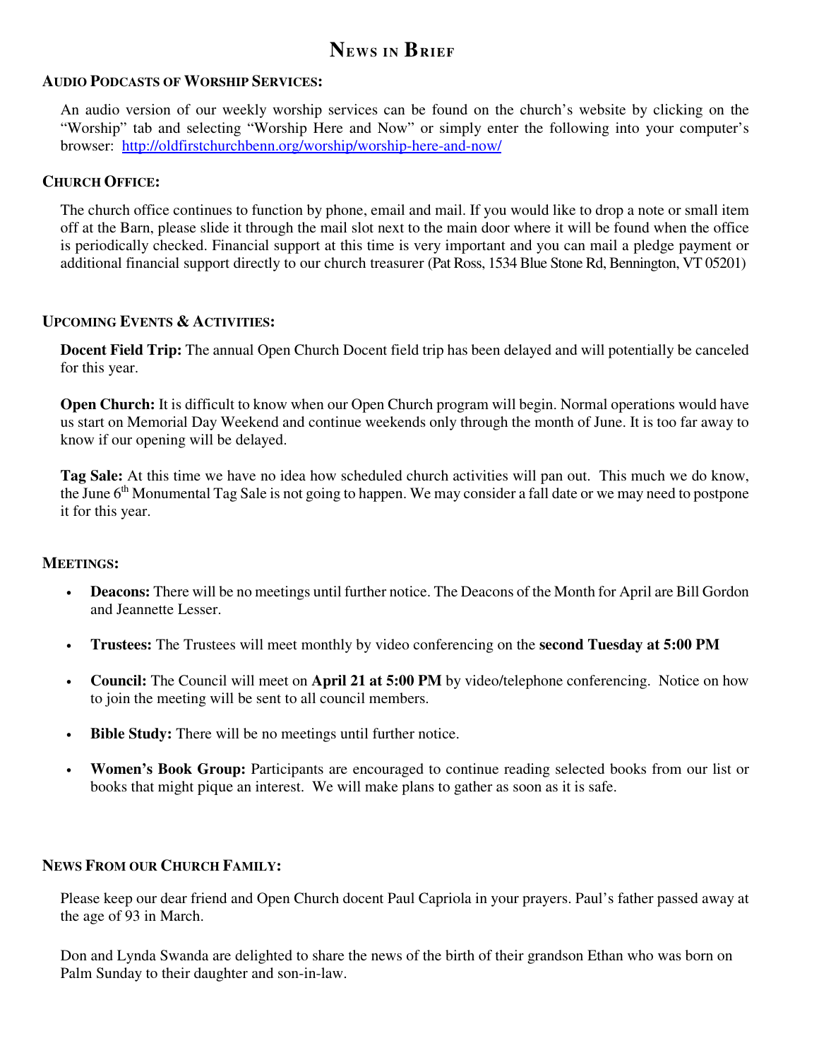# News in Brief

## Audio Podcasts of Worship Services:

An audio version of our weekly worship services can be found on the church's website by clicking on the "Worship" tab and selecting "Worship Here and Now" or simply enter the following into your computer's browser: http://oldfirstchurchbenn.org/worship/worship-here-and-now/

## Church Office:

The church office continues to function by phone, email and mail. If you would like to drop a note or small item off at the Barn, please slide it through the mail slot next to the main door where it will be found when the office is periodically checked. Financial support at this time is very important and you can mail a pledge payment or additional financial support directly to our church treasurer (Pat Ross, 1534 Blue Stone Rd, Bennington, VT 05201)

## Upcoming Events & Activities:

**Docent Field Trip:** The annual Open Church Docent field trip has been delayed and will potentially be canceled for this year.

**Open Church:** It is difficult to know when our Open Church program will begin. Normal operations would have us start on Memorial Day Weekend and continue weekends only through the month of June. It is too far away to know if our opening will be delayed.

**Tag Sale:** At this time we have no idea how scheduled church activities will pan out. This much we do know, the June 6th Monumental Tag Sale is not going to happen. We may consider a fall date or we may need to postpone it for this year.

## Meetings:

- **Deacons:** There will be no meetings until further notice. The Deacons of the Month for April are Bill Gordon and Jeannette Lesser.
- **Trustees:** The Trustees will meet monthly by video conferencing on the **second Tuesday at 5:00 PM**
- **Council:** The Council will meet on **April 21 at 5:00 PM** by video/telephone conferencing. Notice on how to join the meeting will be sent to all council members.
- **Bible Study:** There will be no meetings until further notice.
- **Women's Book Group:** Participants are encouraged to continue reading selected books from our list or books that might pique an interest. We will make plans to gather as soon as it is safe.

## News From our Church Family:

Please keep our dear friend and Open Church docent Paul Capriola in your prayers. Paul's father passed away at the age of 93 in March.

Don and Lynda Swanda are delighted to share the news of the birth of their grandson Ethan who was born on Palm Sunday to their daughter and son-in-law.